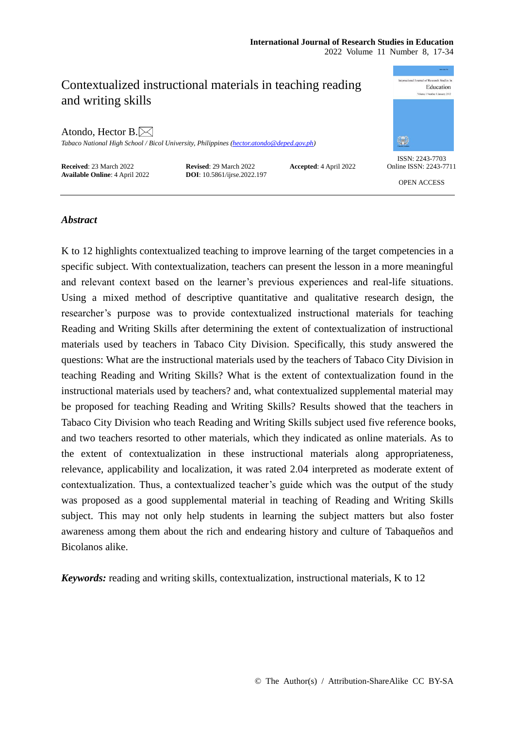# Contextualized instructional materials in teaching reading and writing skills

Atondo, Hector B.

*Tabaco National High School / Bicol University, Philippines (hector.atondo@deped.gov.ph)*

**Received**: 23 March 2022 **Revised**: 29 March 2022 **Accepted**: 4 April 2022
**Available Online**: 4 April 2022 **DOI**: 10.5861/ijrse.2022.197

ISSN: 2243-7703
Online ISSN: 2243-7711

OPEN ACCESS

## *Abstract*

K to 12 highlights contextualized teaching to improve learning of the target competencies in a specific subject. With contextualization, teachers can present the lesson in a more meaningful and relevant context based on the learner's previous experiences and real-life situations. Using a mixed method of descriptive quantitative and qualitative research design, the researcher's purpose was to provide contextualized instructional materials for teaching Reading and Writing Skills after determining the extent of contextualization of instructional materials used by teachers in Tabaco City Division. Specifically, this study answered the questions: What are the instructional materials used by the teachers of Tabaco City Division in teaching Reading and Writing Skills? What is the extent of contextualization found in the instructional materials used by teachers? and, what contextualized supplemental material may be proposed for teaching Reading and Writing Skills? Results showed that the teachers in Tabaco City Division who teach Reading and Writing Skills subject used five reference books, and two teachers resorted to other materials, which they indicated as online materials. As to the extent of contextualization in these instructional materials along appropriateness, relevance, applicability and localization, it was rated 2.04 interpreted as moderate extent of contextualization. Thus, a contextualized teacher's guide which was the output of the study was proposed as a good supplemental material in teaching of Reading and Writing Skills subject. This may not only help students in learning the subject matters but also foster awareness among them about the rich and endearing history and culture of Tabaqueños and Bicolanos alike.

***Keywords:*** reading and writing skills, contextualization, instructional materials, K to 12

© The Author(s) / Attribution-ShareAlike CC BY-SA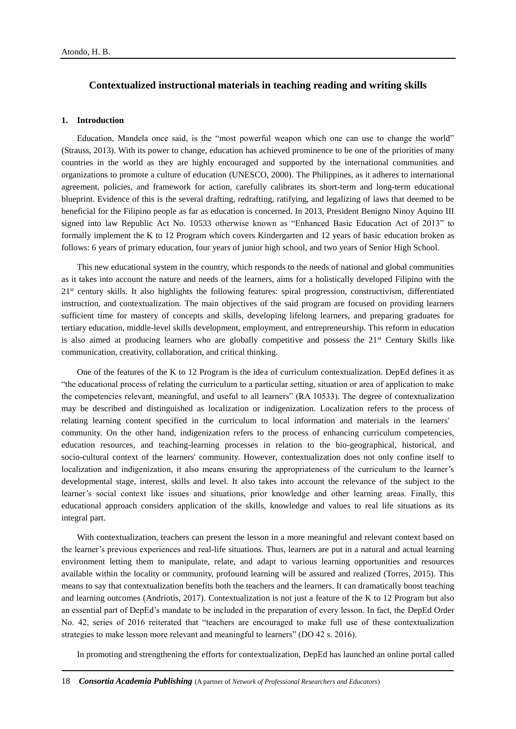## Contextualized instructional materials in teaching reading and writing skills

### 1. Introduction

Education, Mandela once said, is the "most powerful weapon which one can use to change the world" (Strauss, 2013). With its power to change, education has achieved prominence to be one of the priorities of many countries in the world as they are highly encouraged and supported by the international communities and organizations to promote a culture of education (UNESCO, 2000). The Philippines, as it adheres to international agreement, policies, and framework for action, carefully calibrates its short-term and long-term educational blueprint. Evidence of this is the several drafting, redrafting, ratifying, and legalizing of laws that deemed to be beneficial for the Filipino people as far as education is concerned. In 2013, President Benigno Ninoy Aquino III signed into law Republic Act No. 10533 otherwise known as "Enhanced Basic Education Act of 2013" to formally implement the K to 12 Program which covers Kindergarten and 12 years of basic education broken as follows: 6 years of primary education, four years of junior high school, and two years of Senior High School.

This new educational system in the country, which responds to the needs of national and global communities as it takes into account the nature and needs of the learners, aims for a holistically developed Filipino with the 21st century skills. It also highlights the following features: spiral progression, constructivism, differentiated instruction, and contextualization. The main objectives of the said program are focused on providing learners sufficient time for mastery of concepts and skills, developing lifelong learners, and preparing graduates for tertiary education, middle-level skills development, employment, and entrepreneurship. This reform in education is also aimed at producing learners who are globally competitive and possess the 21st Century Skills like communication, creativity, collaboration, and critical thinking.

One of the features of the K to 12 Program is the idea of curriculum contextualization. DepEd defines it as "the educational process of relating the curriculum to a particular setting, situation or area of application to make the competencies relevant, meaningful, and useful to all learners" (RA 10533). The degree of contextualization may be described and distinguished as localization or indigenization. Localization refers to the process of relating learning content specified in the curriculum to local information and materials in the learners' community. On the other hand, indigenization refers to the process of enhancing curriculum competencies, education resources, and teaching-learning processes in relation to the bio-geographical, historical, and socio-cultural context of the learners' community. However, contextualization does not only confine itself to localization and indigenization, it also means ensuring the appropriateness of the curriculum to the learner's developmental stage, interest, skills and level. It also takes into account the relevance of the subject to the learner's social context like issues and situations, prior knowledge and other learning areas. Finally, this educational approach considers application of the skills, knowledge and values to real life situations as its integral part.

With contextualization, teachers can present the lesson in a more meaningful and relevant context based on the learner's previous experiences and real-life situations. Thus, learners are put in a natural and actual learning environment letting them to manipulate, relate, and adapt to various learning opportunities and resources available within the locality or community, profound learning will be assured and realized (Torres, 2015). This means to say that contextualization benefits both the teachers and the learners. It can dramatically boost teaching and learning outcomes (Andriotis, 2017). Contextualization is not just a feature of the K to 12 Program but also an essential part of DepEd's mandate to be included in the preparation of every lesson. In fact, the DepEd Order No. 42, series of 2016 reiterated that "teachers are encouraged to make full use of these contextualization strategies to make lesson more relevant and meaningful to learners" (DO 42 s. 2016).

In promoting and strengthening the efforts for contextualization, DepEd has launched an online portal called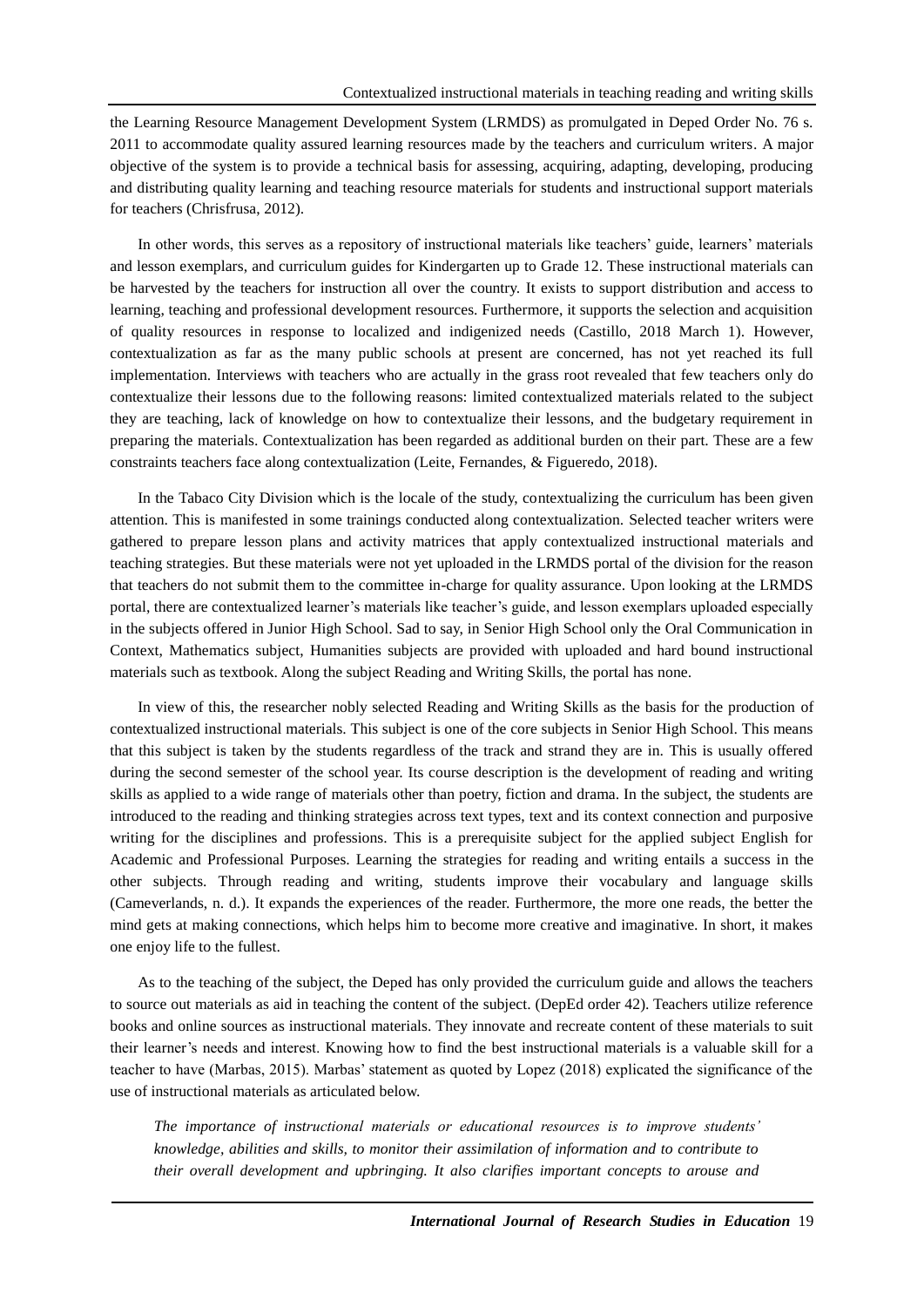the Learning Resource Management Development System (LRMDS) as promulgated in Deped Order No. 76 s. 2011 to accommodate quality assured learning resources made by the teachers and curriculum writers. A major objective of the system is to provide a technical basis for assessing, acquiring, adapting, developing, producing and distributing quality learning and teaching resource materials for students and instructional support materials for teachers (Chrisfrusa, 2012).

In other words, this serves as a repository of instructional materials like teachers' guide, learners' materials and lesson exemplars, and curriculum guides for Kindergarten up to Grade 12. These instructional materials can be harvested by the teachers for instruction all over the country. It exists to support distribution and access to learning, teaching and professional development resources. Furthermore, it supports the selection and acquisition of quality resources in response to localized and indigenized needs (Castillo, 2018 March 1). However, contextualization as far as the many public schools at present are concerned, has not yet reached its full implementation. Interviews with teachers who are actually in the grass root revealed that few teachers only do contextualize their lessons due to the following reasons: limited contextualized materials related to the subject they are teaching, lack of knowledge on how to contextualize their lessons, and the budgetary requirement in preparing the materials. Contextualization has been regarded as additional burden on their part. These are a few constraints teachers face along contextualization (Leite, Fernandes, & Figueredo, 2018).

In the Tabaco City Division which is the locale of the study, contextualizing the curriculum has been given attention. This is manifested in some trainings conducted along contextualization. Selected teacher writers were gathered to prepare lesson plans and activity matrices that apply contextualized instructional materials and teaching strategies. But these materials were not yet uploaded in the LRMDS portal of the division for the reason that teachers do not submit them to the committee in-charge for quality assurance. Upon looking at the LRMDS portal, there are contextualized learner's materials like teacher's guide, and lesson exemplars uploaded especially in the subjects offered in Junior High School. Sad to say, in Senior High School only the Oral Communication in Context, Mathematics subject, Humanities subjects are provided with uploaded and hard bound instructional materials such as textbook. Along the subject Reading and Writing Skills, the portal has none.

In view of this, the researcher nobly selected Reading and Writing Skills as the basis for the production of contextualized instructional materials. This subject is one of the core subjects in Senior High School. This means that this subject is taken by the students regardless of the track and strand they are in. This is usually offered during the second semester of the school year. Its course description is the development of reading and writing skills as applied to a wide range of materials other than poetry, fiction and drama. In the subject, the students are introduced to the reading and thinking strategies across text types, text and its context connection and purposive writing for the disciplines and professions. This is a prerequisite subject for the applied subject English for Academic and Professional Purposes. Learning the strategies for reading and writing entails a success in the other subjects. Through reading and writing, students improve their vocabulary and language skills (Cameverlands, n. d.). It expands the experiences of the reader. Furthermore, the more one reads, the better the mind gets at making connections, which helps him to become more creative and imaginative. In short, it makes one enjoy life to the fullest.

As to the teaching of the subject, the Deped has only provided the curriculum guide and allows the teachers to source out materials as aid in teaching the content of the subject. (DepEd order 42). Teachers utilize reference books and online sources as instructional materials. They innovate and recreate content of these materials to suit their learner's needs and interest. Knowing how to find the best instructional materials is a valuable skill for a teacher to have (Marbas, 2015). Marbas' statement as quoted by Lopez (2018) explicated the significance of the use of instructional materials as articulated below.

> *The importance of instructional materials or educational resources is to improve students' knowledge, abilities and skills, to monitor their assimilation of information and to contribute to their overall development and upbringing. It also clarifies important concepts to arouse and*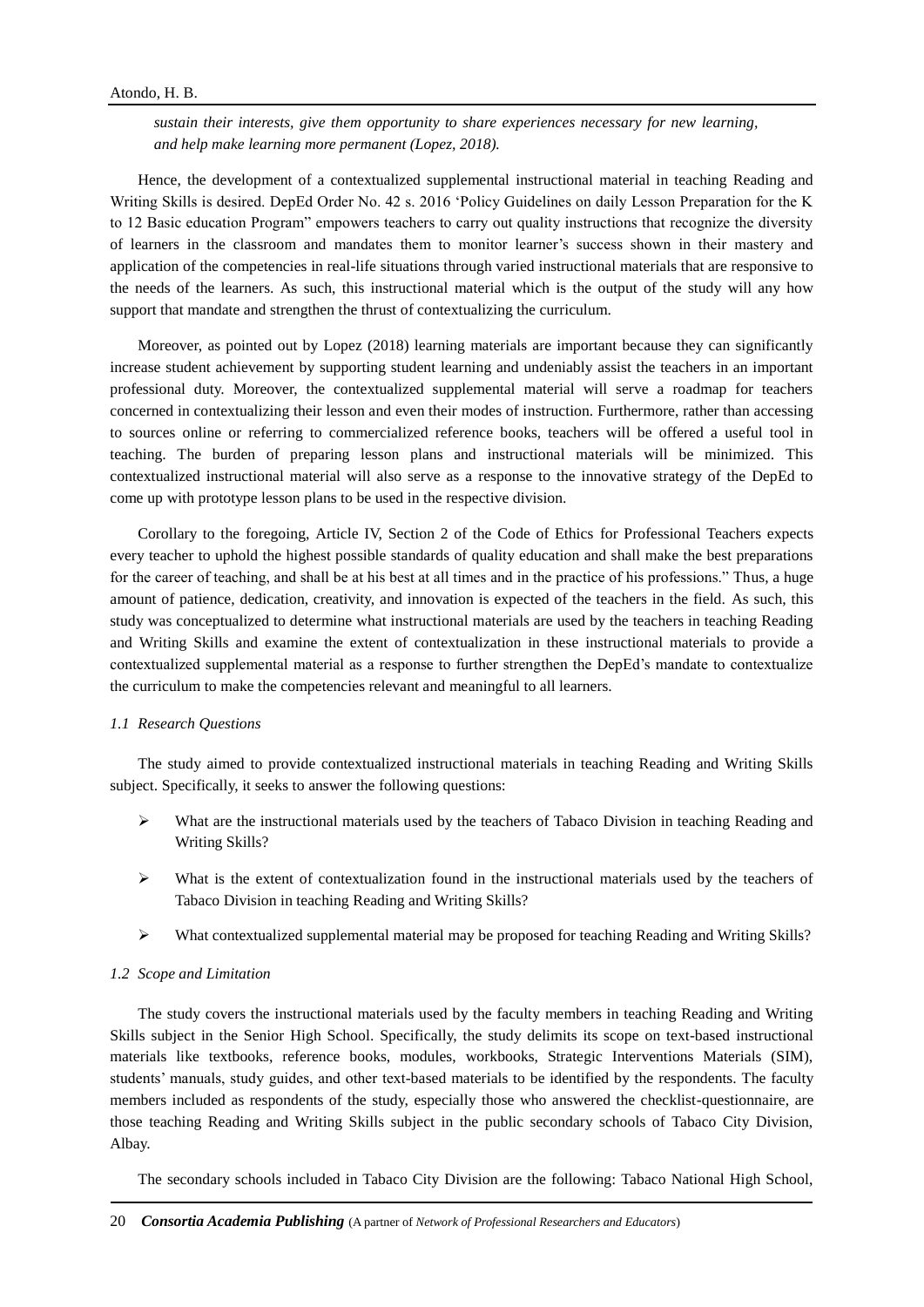*sustain their interests, give them opportunity to share experiences necessary for new learning, and help make learning more permanent (Lopez, 2018).*

Hence, the development of a contextualized supplemental instructional material in teaching Reading and Writing Skills is desired. DepEd Order No. 42 s. 2016 'Policy Guidelines on daily Lesson Preparation for the K to 12 Basic education Program" empowers teachers to carry out quality instructions that recognize the diversity of learners in the classroom and mandates them to monitor learner's success shown in their mastery and application of the competencies in real-life situations through varied instructional materials that are responsive to the needs of the learners. As such, this instructional material which is the output of the study will any how support that mandate and strengthen the thrust of contextualizing the curriculum.

Moreover, as pointed out by Lopez (2018) learning materials are important because they can significantly increase student achievement by supporting student learning and undeniably assist the teachers in an important professional duty. Moreover, the contextualized supplemental material will serve a roadmap for teachers concerned in contextualizing their lesson and even their modes of instruction. Furthermore, rather than accessing to sources online or referring to commercialized reference books, teachers will be offered a useful tool in teaching. The burden of preparing lesson plans and instructional materials will be minimized. This contextualized instructional material will also serve as a response to the innovative strategy of the DepEd to come up with prototype lesson plans to be used in the respective division.

Corollary to the foregoing, Article IV, Section 2 of the Code of Ethics for Professional Teachers expects every teacher to uphold the highest possible standards of quality education and shall make the best preparations for the career of teaching, and shall be at his best at all times and in the practice of his professions." Thus, a huge amount of patience, dedication, creativity, and innovation is expected of the teachers in the field. As such, this study was conceptualized to determine what instructional materials are used by the teachers in teaching Reading and Writing Skills and examine the extent of contextualization in these instructional materials to provide a contextualized supplemental material as a response to further strengthen the DepEd's mandate to contextualize the curriculum to make the competencies relevant and meaningful to all learners.

### *1.1 Research Questions*

The study aimed to provide contextualized instructional materials in teaching Reading and Writing Skills subject. Specifically, it seeks to answer the following questions:

- What are the instructional materials used by the teachers of Tabaco Division in teaching Reading and Writing Skills?
- What is the extent of contextualization found in the instructional materials used by the teachers of Tabaco Division in teaching Reading and Writing Skills?
- What contextualized supplemental material may be proposed for teaching Reading and Writing Skills?

### *1.2 Scope and Limitation*

The study covers the instructional materials used by the faculty members in teaching Reading and Writing Skills subject in the Senior High School. Specifically, the study delimits its scope on text-based instructional materials like textbooks, reference books, modules, workbooks, Strategic Interventions Materials (SIM), students' manuals, study guides, and other text-based materials to be identified by the respondents. The faculty members included as respondents of the study, especially those who answered the checklist-questionnaire, are those teaching Reading and Writing Skills subject in the public secondary schools of Tabaco City Division, Albay.

The secondary schools included in Tabaco City Division are the following: Tabaco National High School,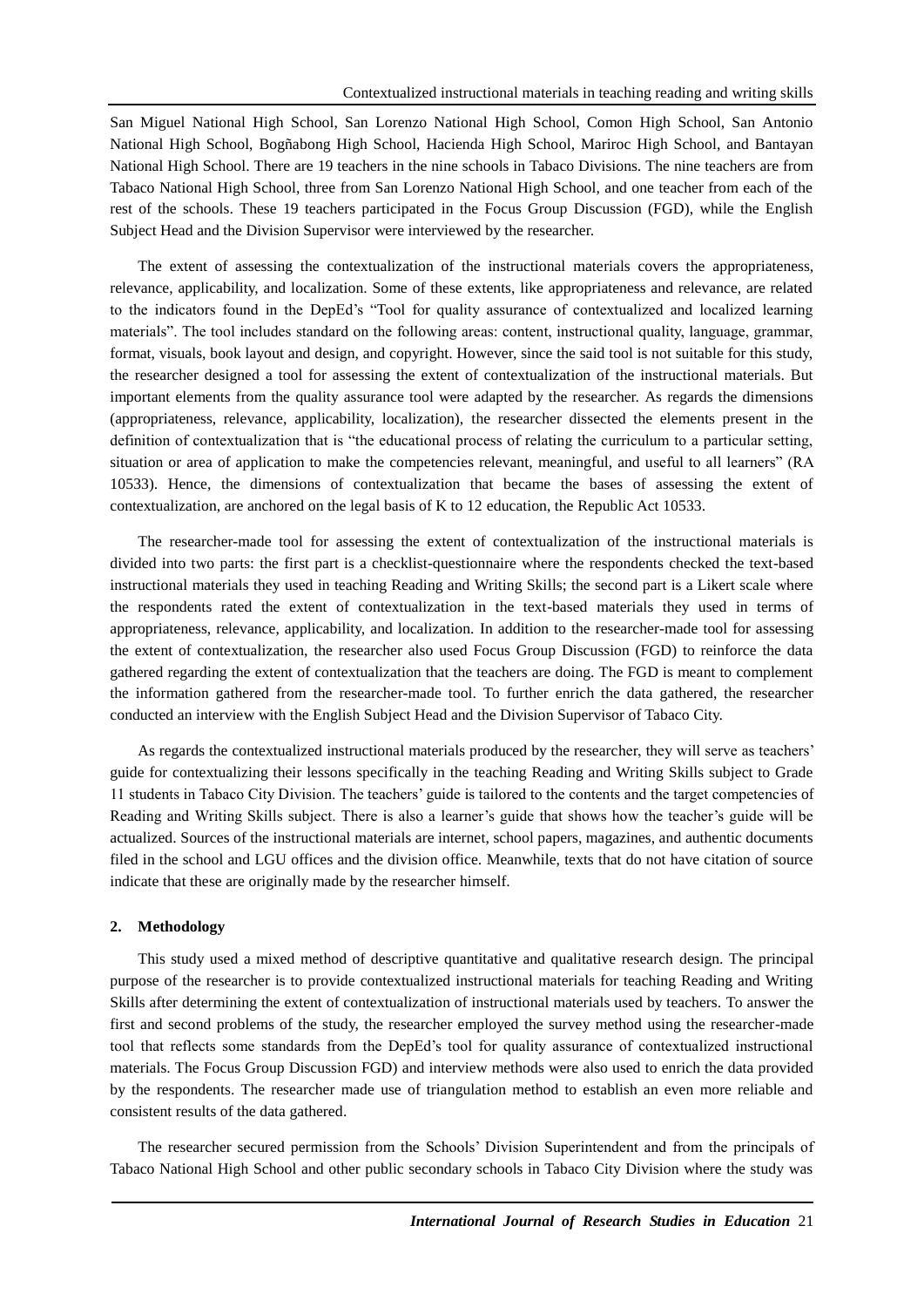San Miguel National High School, San Lorenzo National High School, Comon High School, San Antonio National High School, Bogñabong High School, Hacienda High School, Mariroc High School, and Bantayan National High School. There are 19 teachers in the nine schools in Tabaco Divisions. The nine teachers are from Tabaco National High School, three from San Lorenzo National High School, and one teacher from each of the rest of the schools. These 19 teachers participated in the Focus Group Discussion (FGD), while the English Subject Head and the Division Supervisor were interviewed by the researcher.

The extent of assessing the contextualization of the instructional materials covers the appropriateness, relevance, applicability, and localization. Some of these extents, like appropriateness and relevance, are related to the indicators found in the DepEd's "Tool for quality assurance of contextualized and localized learning materials". The tool includes standard on the following areas: content, instructional quality, language, grammar, format, visuals, book layout and design, and copyright. However, since the said tool is not suitable for this study, the researcher designed a tool for assessing the extent of contextualization of the instructional materials. But important elements from the quality assurance tool were adapted by the researcher. As regards the dimensions (appropriateness, relevance, applicability, localization), the researcher dissected the elements present in the definition of contextualization that is "the educational process of relating the curriculum to a particular setting, situation or area of application to make the competencies relevant, meaningful, and useful to all learners" (RA 10533). Hence, the dimensions of contextualization that became the bases of assessing the extent of contextualization, are anchored on the legal basis of K to 12 education, the Republic Act 10533.

The researcher-made tool for assessing the extent of contextualization of the instructional materials is divided into two parts: the first part is a checklist-questionnaire where the respondents checked the text-based instructional materials they used in teaching Reading and Writing Skills; the second part is a Likert scale where the respondents rated the extent of contextualization in the text-based materials they used in terms of appropriateness, relevance, applicability, and localization. In addition to the researcher-made tool for assessing the extent of contextualization, the researcher also used Focus Group Discussion (FGD) to reinforce the data gathered regarding the extent of contextualization that the teachers are doing. The FGD is meant to complement the information gathered from the researcher-made tool. To further enrich the data gathered, the researcher conducted an interview with the English Subject Head and the Division Supervisor of Tabaco City.

As regards the contextualized instructional materials produced by the researcher, they will serve as teachers' guide for contextualizing their lessons specifically in the teaching Reading and Writing Skills subject to Grade 11 students in Tabaco City Division. The teachers' guide is tailored to the contents and the target competencies of Reading and Writing Skills subject. There is also a learner's guide that shows how the teacher's guide will be actualized. Sources of the instructional materials are internet, school papers, magazines, and authentic documents filed in the school and LGU offices and the division office. Meanwhile, texts that do not have citation of source indicate that these are originally made by the researcher himself.

## 2. Methodology

This study used a mixed method of descriptive quantitative and qualitative research design. The principal purpose of the researcher is to provide contextualized instructional materials for teaching Reading and Writing Skills after determining the extent of contextualization of instructional materials used by teachers. To answer the first and second problems of the study, the researcher employed the survey method using the researcher-made tool that reflects some standards from the DepEd's tool for quality assurance of contextualized instructional materials. The Focus Group Discussion FGD) and interview methods were also used to enrich the data provided by the respondents. The researcher made use of triangulation method to establish an even more reliable and consistent results of the data gathered.

The researcher secured permission from the Schools' Division Superintendent and from the principals of Tabaco National High School and other public secondary schools in Tabaco City Division where the study was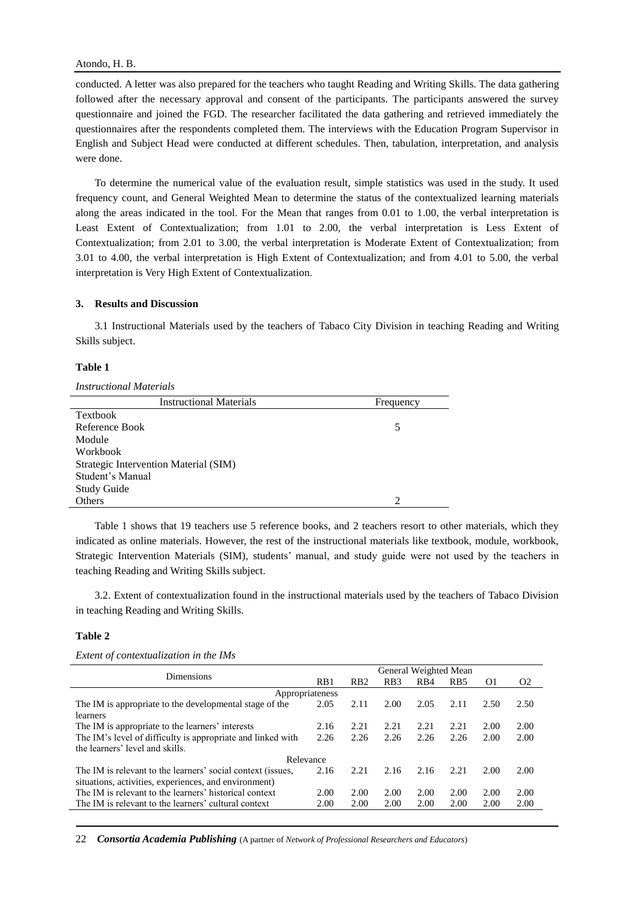conducted. A letter was also prepared for the teachers who taught Reading and Writing Skills. The data gathering followed after the necessary approval and consent of the participants. The participants answered the survey questionnaire and joined the FGD. The researcher facilitated the data gathering and retrieved immediately the questionnaires after the respondents completed them. The interviews with the Education Program Supervisor in English and Subject Head were conducted at different schedules. Then, tabulation, interpretation, and analysis were done.

To determine the numerical value of the evaluation result, simple statistics was used in the study. It used frequency count, and General Weighted Mean to determine the status of the contextualized learning materials along the areas indicated in the tool. For the Mean that ranges from 0.01 to 1.00, the verbal interpretation is Least Extent of Contextualization; from 1.01 to 2.00, the verbal interpretation is Less Extent of Contextualization; from 2.01 to 3.00, the verbal interpretation is Moderate Extent of Contextualization; from 3.01 to 4.00, the verbal interpretation is High Extent of Contextualization; and from 4.01 to 5.00, the verbal interpretation is Very High Extent of Contextualization.

## 3. Results and Discussion

3.1 Instructional Materials used by the teachers of Tabaco City Division in teaching Reading and Writing Skills subject.

**Table 1**

*Instructional Materials*

| Instructional Materials | Frequency |
|---|---|
| Textbook | |
| Reference Book | 5 |
| Module | |
| Workbook | |
| Strategic Intervention Material (SIM) | |
| Student's Manual | |
| Study Guide | |
| Others | 2 |

Table 1 shows that 19 teachers use 5 reference books, and 2 teachers resort to other materials, which they indicated as online materials. However, the rest of the instructional materials like textbook, module, workbook, Strategic Intervention Materials (SIM), students' manual, and study guide were not used by the teachers in teaching Reading and Writing Skills subject.

3.2. Extent of contextualization found in the instructional materials used by the teachers of Tabaco Division in teaching Reading and Writing Skills.

**Table 2**

*Extent of contextualization in the IMs*

| Dimensions | General Weighted Mean | | | | | | |
|---|---|---|---|---|---|---|---|
| | RB1 | RB2 | RB3 | RB4 | RB5 | O1 | O2 |
| Appropriateness | | | | | | | |
| The IM is appropriate to the developmental stage of the learners | 2.05 | 2.11 | 2.00 | 2.05 | 2.11 | 2.50 | 2.50 |
| The IM is appropriate to the learners' interests | 2.16 | 2.21 | 2.21 | 2.21 | 2.21 | 2.00 | 2.00 |
| The IM's level of difficulty is appropriate and linked with the learners' level and skills. | 2.26 | 2.26 | 2.26 | 2.26 | 2.26 | 2.00 | 2.00 |
| Relevance | | | | | | | |
| The IM is relevant to the learners' social context (issues, situations, activities, experiences, and environment) | 2.16 | 2.21 | 2.16 | 2.16 | 2.21 | 2.00 | 2.00 |
| The IM is relevant to the learners' historical context | 2.00 | 2.00 | 2.00 | 2.00 | 2.00 | 2.00 | 2.00 |
| The IM is relevant to the learners' cultural context | 2.00 | 2.00 | 2.00 | 2.00 | 2.00 | 2.00 | 2.00 |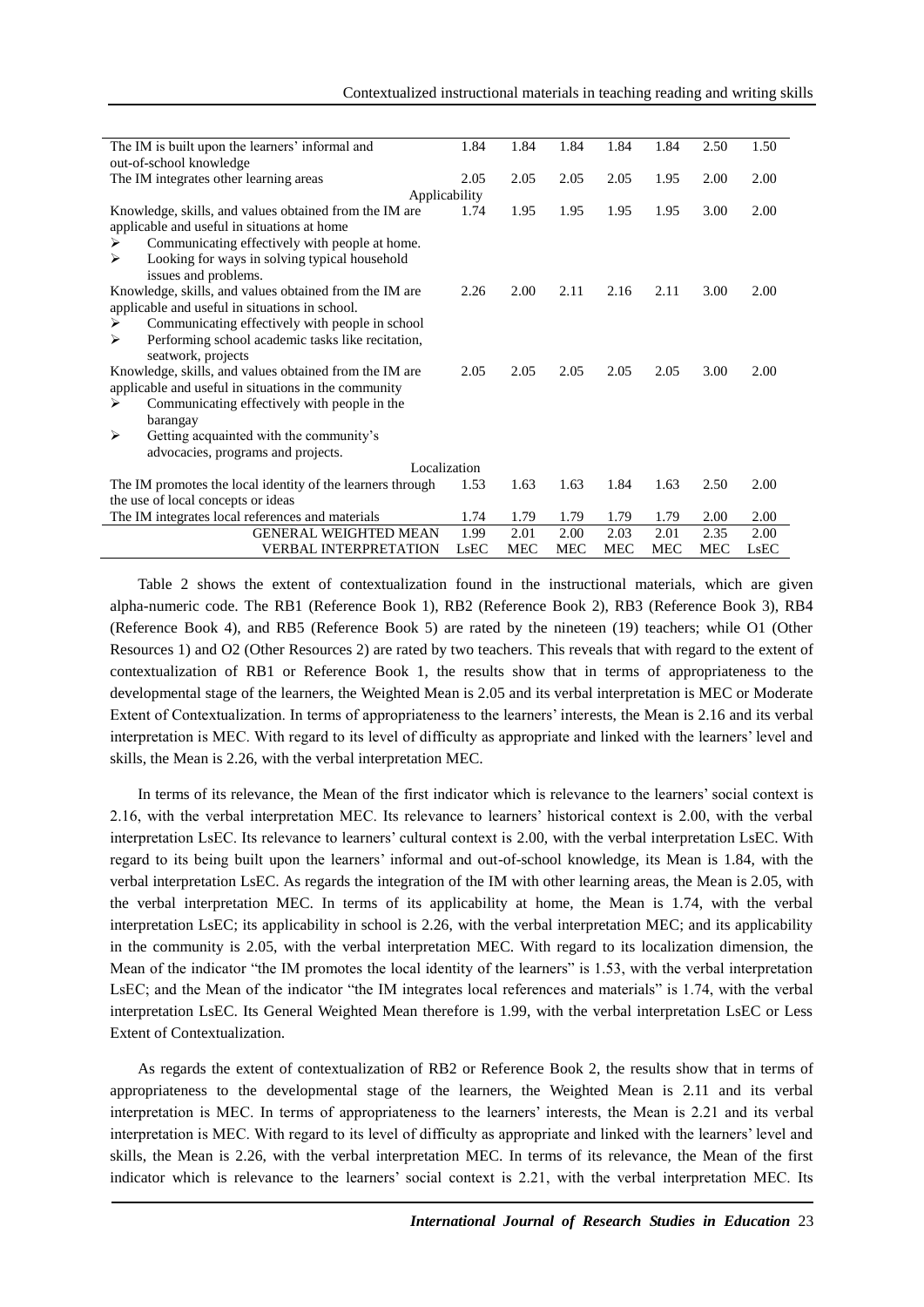| | | | | | | | |
|---|---|---|---|---|---|---|---|
| The IM is built upon the learners' informal and out-of-school knowledge | 1.84 | 1.84 | 1.84 | 1.84 | 1.84 | 2.50 | 1.50 |
| The IM integrates other learning areas | 2.05 | 2.05 | 2.05 | 2.05 | 1.95 | 2.00 | 2.00 |
| Applicability | | | | | | | |
| Knowledge, skills, and values obtained from the IM are applicable and useful in situations at home<br>➢ Communicating effectively with people at home.<br>➢ Looking for ways in solving typical household issues and problems. | 1.74 | 1.95 | 1.95 | 1.95 | 1.95 | 3.00 | 2.00 |
| Knowledge, skills, and values obtained from the IM are applicable and useful in situations in school.<br>➢ Communicating effectively with people in school<br>➢ Performing school academic tasks like recitation, seatwork, projects | 2.26 | 2.00 | 2.11 | 2.16 | 2.11 | 3.00 | 2.00 |
| Knowledge, skills, and values obtained from the IM are applicable and useful in situations in the community<br>➢ Communicating effectively with people in the barangay<br>➢ Getting acquainted with the community's advocacies, programs and projects. | 2.05 | 2.05 | 2.05 | 2.05 | 2.05 | 3.00 | 2.00 |
| Localization | | | | | | | |
| The IM promotes the local identity of the learners through the use of local concepts or ideas | 1.53 | 1.63 | 1.63 | 1.84 | 1.63 | 2.50 | 2.00 |
| The IM integrates local references and materials | 1.74 | 1.79 | 1.79 | 1.79 | 1.79 | 2.00 | 2.00 |
| GENERAL WEIGHTED MEAN | 1.99 | 2.01 | 2.00 | 2.03 | 2.01 | 2.35 | 2.00 |
| VERBAL INTERPRETATION | LsEC | MEC | MEC | MEC | MEC | MEC | LsEC |

Table 2 shows the extent of contextualization found in the instructional materials, which are given alpha-numeric code. The RB1 (Reference Book 1), RB2 (Reference Book 2), RB3 (Reference Book 3), RB4 (Reference Book 4), and RB5 (Reference Book 5) are rated by the nineteen (19) teachers; while O1 (Other Resources 1) and O2 (Other Resources 2) are rated by two teachers. This reveals that with regard to the extent of contextualization of RB1 or Reference Book 1, the results show that in terms of appropriateness to the developmental stage of the learners, the Weighted Mean is 2.05 and its verbal interpretation is MEC or Moderate Extent of Contextualization. In terms of appropriateness to the learners' interests, the Mean is 2.16 and its verbal interpretation is MEC. With regard to its level of difficulty as appropriate and linked with the learners' level and skills, the Mean is 2.26, with the verbal interpretation MEC.

In terms of its relevance, the Mean of the first indicator which is relevance to the learners' social context is 2.16, with the verbal interpretation MEC. Its relevance to learners' historical context is 2.00, with the verbal interpretation LsEC. Its relevance to learners' cultural context is 2.00, with the verbal interpretation LsEC. With regard to its being built upon the learners' informal and out-of-school knowledge, its Mean is 1.84, with the verbal interpretation LsEC. As regards the integration of the IM with other learning areas, the Mean is 2.05, with the verbal interpretation MEC. In terms of its applicability at home, the Mean is 1.74, with the verbal interpretation LsEC; its applicability in school is 2.26, with the verbal interpretation MEC; and its applicability in the community is 2.05, with the verbal interpretation MEC. With regard to its localization dimension, the Mean of the indicator "the IM promotes the local identity of the learners" is 1.53, with the verbal interpretation LsEC; and the Mean of the indicator "the IM integrates local references and materials" is 1.74, with the verbal interpretation LsEC. Its General Weighted Mean therefore is 1.99, with the verbal interpretation LsEC or Less Extent of Contextualization.

As regards the extent of contextualization of RB2 or Reference Book 2, the results show that in terms of appropriateness to the developmental stage of the learners, the Weighted Mean is 2.11 and its verbal interpretation is MEC. In terms of appropriateness to the learners' interests, the Mean is 2.21 and its verbal interpretation is MEC. With regard to its level of difficulty as appropriate and linked with the learners' level and skills, the Mean is 2.26, with the verbal interpretation MEC. In terms of its relevance, the Mean of the first indicator which is relevance to the learners' social context is 2.21, with the verbal interpretation MEC. Its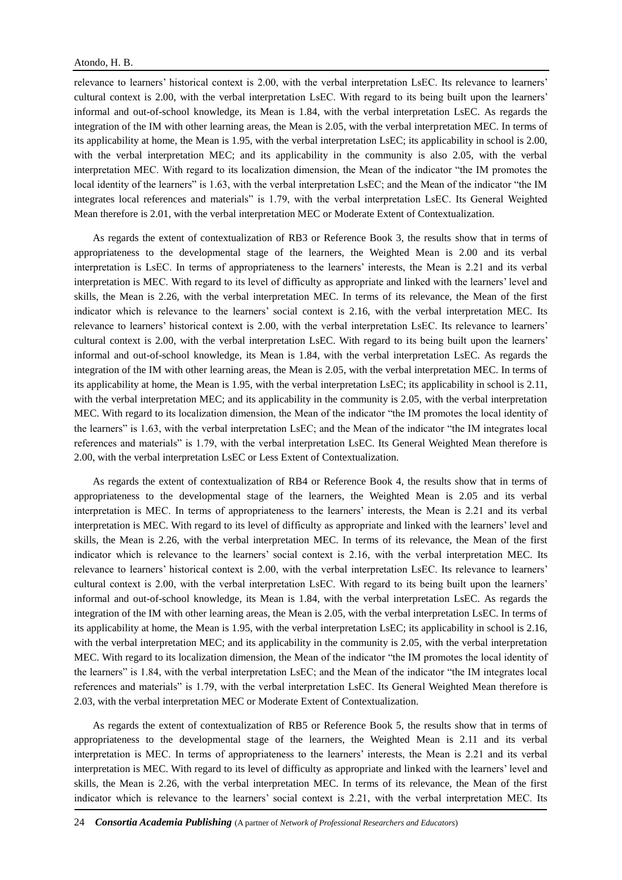relevance to learners' historical context is 2.00, with the verbal interpretation LsEC. Its relevance to learners' cultural context is 2.00, with the verbal interpretation LsEC. With regard to its being built upon the learners' informal and out-of-school knowledge, its Mean is 1.84, with the verbal interpretation LsEC. As regards the integration of the IM with other learning areas, the Mean is 2.05, with the verbal interpretation MEC. In terms of its applicability at home, the Mean is 1.95, with the verbal interpretation LsEC; its applicability in school is 2.00, with the verbal interpretation MEC; and its applicability in the community is also 2.05, with the verbal interpretation MEC. With regard to its localization dimension, the Mean of the indicator "the IM promotes the local identity of the learners" is 1.63, with the verbal interpretation LsEC; and the Mean of the indicator "the IM integrates local references and materials" is 1.79, with the verbal interpretation LsEC. Its General Weighted Mean therefore is 2.01, with the verbal interpretation MEC or Moderate Extent of Contextualization.

As regards the extent of contextualization of RB3 or Reference Book 3, the results show that in terms of appropriateness to the developmental stage of the learners, the Weighted Mean is 2.00 and its verbal interpretation is LsEC. In terms of appropriateness to the learners' interests, the Mean is 2.21 and its verbal interpretation is MEC. With regard to its level of difficulty as appropriate and linked with the learners' level and skills, the Mean is 2.26, with the verbal interpretation MEC. In terms of its relevance, the Mean of the first indicator which is relevance to the learners' social context is 2.16, with the verbal interpretation MEC. Its relevance to learners' historical context is 2.00, with the verbal interpretation LsEC. Its relevance to learners' cultural context is 2.00, with the verbal interpretation LsEC. With regard to its being built upon the learners' informal and out-of-school knowledge, its Mean is 1.84, with the verbal interpretation LsEC. As regards the integration of the IM with other learning areas, the Mean is 2.05, with the verbal interpretation MEC. In terms of its applicability at home, the Mean is 1.95, with the verbal interpretation LsEC; its applicability in school is 2.11, with the verbal interpretation MEC; and its applicability in the community is 2.05, with the verbal interpretation MEC. With regard to its localization dimension, the Mean of the indicator "the IM promotes the local identity of the learners" is 1.63, with the verbal interpretation LsEC; and the Mean of the indicator "the IM integrates local references and materials" is 1.79, with the verbal interpretation LsEC. Its General Weighted Mean therefore is 2.00, with the verbal interpretation LsEC or Less Extent of Contextualization.

As regards the extent of contextualization of RB4 or Reference Book 4, the results show that in terms of appropriateness to the developmental stage of the learners, the Weighted Mean is 2.05 and its verbal interpretation is MEC. In terms of appropriateness to the learners' interests, the Mean is 2.21 and its verbal interpretation is MEC. With regard to its level of difficulty as appropriate and linked with the learners' level and skills, the Mean is 2.26, with the verbal interpretation MEC. In terms of its relevance, the Mean of the first indicator which is relevance to the learners' social context is 2.16, with the verbal interpretation MEC. Its relevance to learners' historical context is 2.00, with the verbal interpretation LsEC. Its relevance to learners' cultural context is 2.00, with the verbal interpretation LsEC. With regard to its being built upon the learners' informal and out-of-school knowledge, its Mean is 1.84, with the verbal interpretation LsEC. As regards the integration of the IM with other learning areas, the Mean is 2.05, with the verbal interpretation LsEC. In terms of its applicability at home, the Mean is 1.95, with the verbal interpretation LsEC; its applicability in school is 2.16, with the verbal interpretation MEC; and its applicability in the community is 2.05, with the verbal interpretation MEC. With regard to its localization dimension, the Mean of the indicator "the IM promotes the local identity of the learners" is 1.84, with the verbal interpretation LsEC; and the Mean of the indicator "the IM integrates local references and materials" is 1.79, with the verbal interpretation LsEC. Its General Weighted Mean therefore is 2.03, with the verbal interpretation MEC or Moderate Extent of Contextualization.

As regards the extent of contextualization of RB5 or Reference Book 5, the results show that in terms of appropriateness to the developmental stage of the learners, the Weighted Mean is 2.11 and its verbal interpretation is MEC. In terms of appropriateness to the learners' interests, the Mean is 2.21 and its verbal interpretation is MEC. With regard to its level of difficulty as appropriate and linked with the learners' level and skills, the Mean is 2.26, with the verbal interpretation MEC. In terms of its relevance, the Mean of the first indicator which is relevance to the learners' social context is 2.21, with the verbal interpretation MEC. Its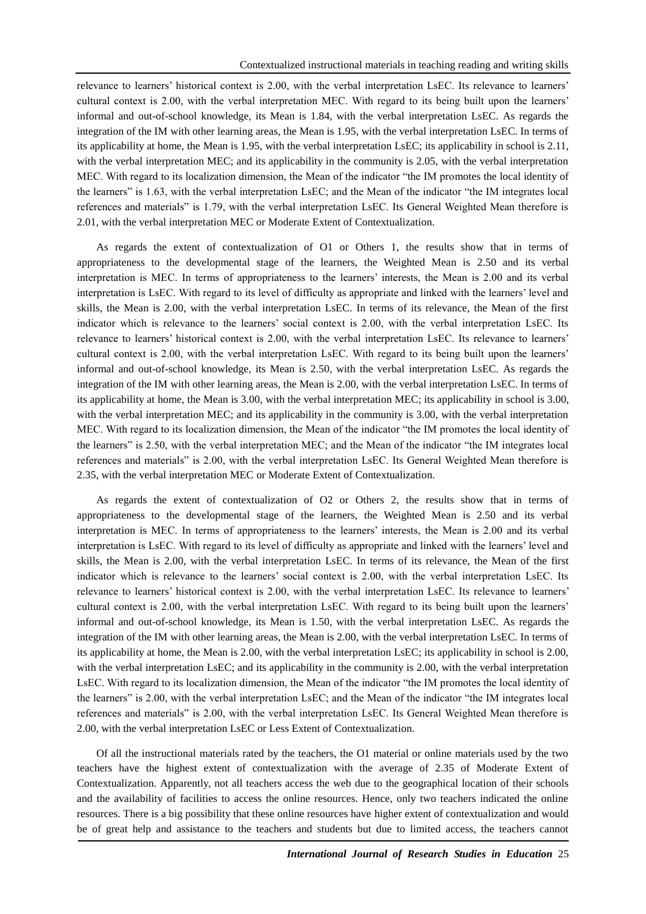relevance to learners' historical context is 2.00, with the verbal interpretation LsEC. Its relevance to learners' cultural context is 2.00, with the verbal interpretation MEC. With regard to its being built upon the learners' informal and out-of-school knowledge, its Mean is 1.84, with the verbal interpretation LsEC. As regards the integration of the IM with other learning areas, the Mean is 1.95, with the verbal interpretation LsEC. In terms of its applicability at home, the Mean is 1.95, with the verbal interpretation LsEC; its applicability in school is 2.11, with the verbal interpretation MEC; and its applicability in the community is 2.05, with the verbal interpretation MEC. With regard to its localization dimension, the Mean of the indicator "the IM promotes the local identity of the learners" is 1.63, with the verbal interpretation LsEC; and the Mean of the indicator "the IM integrates local references and materials" is 1.79, with the verbal interpretation LsEC. Its General Weighted Mean therefore is 2.01, with the verbal interpretation MEC or Moderate Extent of Contextualization.

As regards the extent of contextualization of O1 or Others 1, the results show that in terms of appropriateness to the developmental stage of the learners, the Weighted Mean is 2.50 and its verbal interpretation is MEC. In terms of appropriateness to the learners' interests, the Mean is 2.00 and its verbal interpretation is LsEC. With regard to its level of difficulty as appropriate and linked with the learners' level and skills, the Mean is 2.00, with the verbal interpretation LsEC. In terms of its relevance, the Mean of the first indicator which is relevance to the learners' social context is 2.00, with the verbal interpretation LsEC. Its relevance to learners' historical context is 2.00, with the verbal interpretation LsEC. Its relevance to learners' cultural context is 2.00, with the verbal interpretation LsEC. With regard to its being built upon the learners' informal and out-of-school knowledge, its Mean is 2.50, with the verbal interpretation LsEC. As regards the integration of the IM with other learning areas, the Mean is 2.00, with the verbal interpretation LsEC. In terms of its applicability at home, the Mean is 3.00, with the verbal interpretation MEC; its applicability in school is 3.00, with the verbal interpretation MEC; and its applicability in the community is 3.00, with the verbal interpretation MEC. With regard to its localization dimension, the Mean of the indicator "the IM promotes the local identity of the learners" is 2.50, with the verbal interpretation MEC; and the Mean of the indicator "the IM integrates local references and materials" is 2.00, with the verbal interpretation LsEC. Its General Weighted Mean therefore is 2.35, with the verbal interpretation MEC or Moderate Extent of Contextualization.

As regards the extent of contextualization of O2 or Others 2, the results show that in terms of appropriateness to the developmental stage of the learners, the Weighted Mean is 2.50 and its verbal interpretation is MEC. In terms of appropriateness to the learners' interests, the Mean is 2.00 and its verbal interpretation is LsEC. With regard to its level of difficulty as appropriate and linked with the learners' level and skills, the Mean is 2.00, with the verbal interpretation LsEC. In terms of its relevance, the Mean of the first indicator which is relevance to the learners' social context is 2.00, with the verbal interpretation LsEC. Its relevance to learners' historical context is 2.00, with the verbal interpretation LsEC. Its relevance to learners' cultural context is 2.00, with the verbal interpretation LsEC. With regard to its being built upon the learners' informal and out-of-school knowledge, its Mean is 1.50, with the verbal interpretation LsEC. As regards the integration of the IM with other learning areas, the Mean is 2.00, with the verbal interpretation LsEC. In terms of its applicability at home, the Mean is 2.00, with the verbal interpretation LsEC; its applicability in school is 2.00, with the verbal interpretation LsEC; and its applicability in the community is 2.00, with the verbal interpretation LsEC. With regard to its localization dimension, the Mean of the indicator "the IM promotes the local identity of the learners" is 2.00, with the verbal interpretation LsEC; and the Mean of the indicator "the IM integrates local references and materials" is 2.00, with the verbal interpretation LsEC. Its General Weighted Mean therefore is 2.00, with the verbal interpretation LsEC or Less Extent of Contextualization.

Of all the instructional materials rated by the teachers, the O1 material or online materials used by the two teachers have the highest extent of contextualization with the average of 2.35 of Moderate Extent of Contextualization. Apparently, not all teachers access the web due to the geographical location of their schools and the availability of facilities to access the online resources. Hence, only two teachers indicated the online resources. There is a big possibility that these online resources have higher extent of contextualization and would be of great help and assistance to the teachers and students but due to limited access, the teachers cannot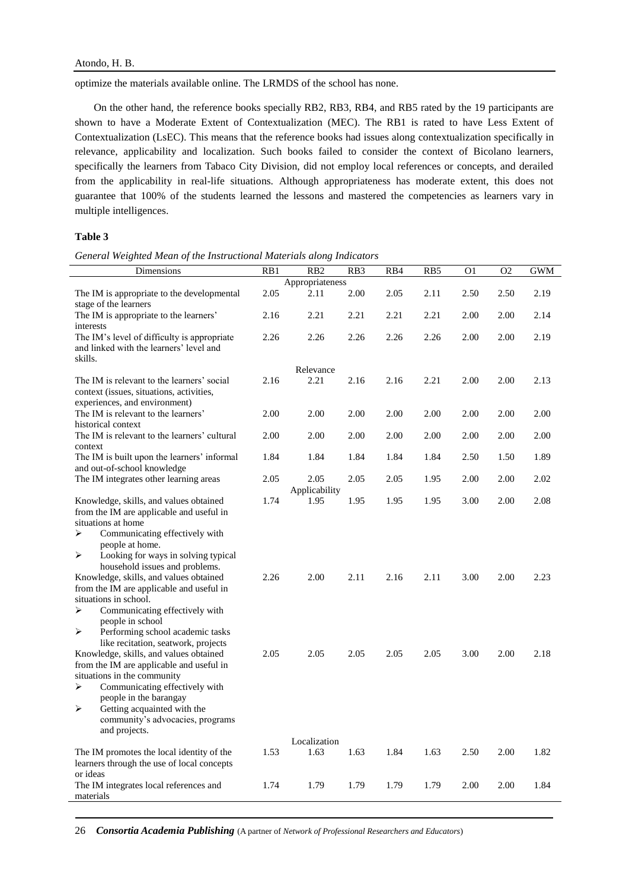optimize the materials available online. The LRMDS of the school has none.

On the other hand, the reference books specially RB2, RB3, RB4, and RB5 rated by the 19 participants are shown to have a Moderate Extent of Contextualization (MEC). The RB1 is rated to have Less Extent of Contextualization (LsEC). This means that the reference books had issues along contextualization specifically in relevance, applicability and localization. Such books failed to consider the context of Bicolano learners, specifically the learners from Tabaco City Division, did not employ local references or concepts, and derailed from the applicability in real-life situations. Although appropriateness has moderate extent, this does not guarantee that 100% of the students learned the lessons and mastered the competencies as learners vary in multiple intelligences.

**Table 3**

*General Weighted Mean of the Instructional Materials along Indicators*

| Dimensions | RB1 | RB2 | RB3 | RB4 | RB5 | O1 | O2 | GWM |
|---|---|---|---|---|---|---|---|---|
| | | Appropriateness | | | | | | |
| The IM is appropriate to the developmental stage of the learners | 2.05 | 2.11 | 2.00 | 2.05 | 2.11 | 2.50 | 2.50 | 2.19 |
| The IM is appropriate to the learners' interests | 2.16 | 2.21 | 2.21 | 2.21 | 2.21 | 2.00 | 2.00 | 2.14 |
| The IM's level of difficulty is appropriate and linked with the learners' level and skills. | 2.26 | 2.26 | 2.26 | 2.26 | 2.26 | 2.00 | 2.00 | 2.19 |
| | | Relevance | | | | | | |
| The IM is relevant to the learners' social context (issues, situations, activities, experiences, and environment) | 2.16 | 2.21 | 2.16 | 2.16 | 2.21 | 2.00 | 2.00 | 2.13 |
| The IM is relevant to the learners' historical context | 2.00 | 2.00 | 2.00 | 2.00 | 2.00 | 2.00 | 2.00 | 2.00 |
| The IM is relevant to the learners' cultural context | 2.00 | 2.00 | 2.00 | 2.00 | 2.00 | 2.00 | 2.00 | 2.00 |
| The IM is built upon the learners' informal and out-of-school knowledge | 1.84 | 1.84 | 1.84 | 1.84 | 1.84 | 2.50 | 1.50 | 1.89 |
| The IM integrates other learning areas | 2.05 | 2.05 | 2.05 | 2.05 | 1.95 | 2.00 | 2.00 | 2.02 |
| | | Applicability | | | | | | |
| Knowledge, skills, and values obtained from the IM are applicable and useful in situations at home<br>➢ Communicating effectively with people at home.<br>➢ Looking for ways in solving typical household issues and problems. | 1.74 | 1.95 | 1.95 | 1.95 | 1.95 | 3.00 | 2.00 | 2.08 |
| Knowledge, skills, and values obtained from the IM are applicable and useful in situations in school.<br>➢ Communicating effectively with people in school<br>➢ Performing school academic tasks like recitation, seatwork, projects | 2.26 | 2.00 | 2.11 | 2.16 | 2.11 | 3.00 | 2.00 | 2.23 |
| Knowledge, skills, and values obtained from the IM are applicable and useful in situations in the community<br>➢ Communicating effectively with people in the barangay<br>➢ Getting acquainted with the community's advocacies, programs and projects. | 2.05 | 2.05 | 2.05 | 2.05 | 2.05 | 3.00 | 2.00 | 2.18 |
| | | Localization | | | | | | |
| The IM promotes the local identity of the learners through the use of local concepts or ideas | 1.53 | 1.63 | 1.63 | 1.84 | 1.63 | 2.50 | 2.00 | 1.82 |
| The IM integrates local references and materials | 1.74 | 1.79 | 1.79 | 1.79 | 1.79 | 2.00 | 2.00 | 1.84 |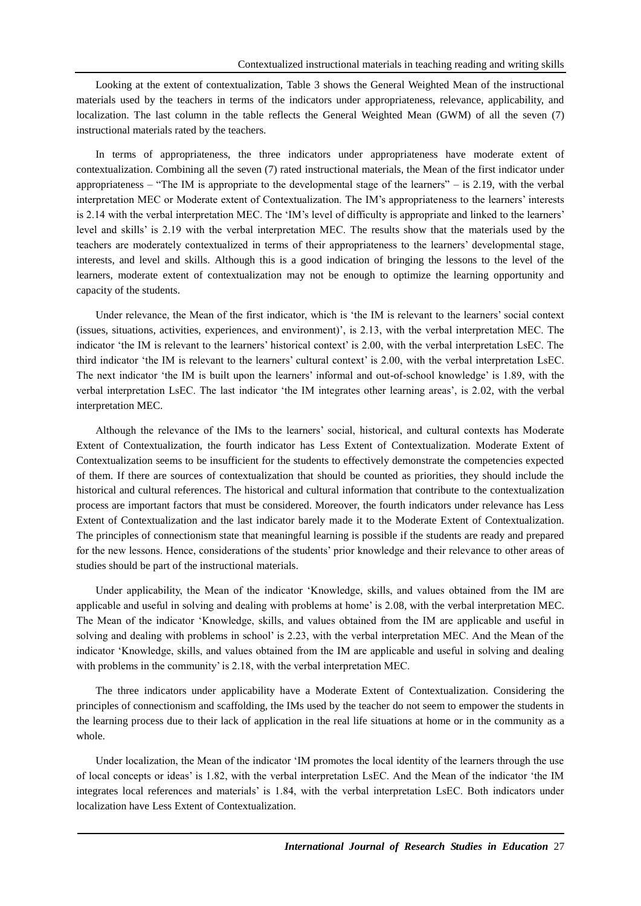Looking at the extent of contextualization, Table 3 shows the General Weighted Mean of the instructional materials used by the teachers in terms of the indicators under appropriateness, relevance, applicability, and localization. The last column in the table reflects the General Weighted Mean (GWM) of all the seven (7) instructional materials rated by the teachers.

In terms of appropriateness, the three indicators under appropriateness have moderate extent of contextualization. Combining all the seven (7) rated instructional materials, the Mean of the first indicator under appropriateness – "The IM is appropriate to the developmental stage of the learners" – is 2.19, with the verbal interpretation MEC or Moderate extent of Contextualization. The IM's appropriateness to the learners' interests is 2.14 with the verbal interpretation MEC. The 'IM's level of difficulty is appropriate and linked to the learners' level and skills' is 2.19 with the verbal interpretation MEC. The results show that the materials used by the teachers are moderately contextualized in terms of their appropriateness to the learners' developmental stage, interests, and level and skills. Although this is a good indication of bringing the lessons to the level of the learners, moderate extent of contextualization may not be enough to optimize the learning opportunity and capacity of the students.

Under relevance, the Mean of the first indicator, which is 'the IM is relevant to the learners' social context (issues, situations, activities, experiences, and environment)', is 2.13, with the verbal interpretation MEC. The indicator 'the IM is relevant to the learners' historical context' is 2.00, with the verbal interpretation LsEC. The third indicator 'the IM is relevant to the learners' cultural context' is 2.00, with the verbal interpretation LsEC. The next indicator 'the IM is built upon the learners' informal and out-of-school knowledge' is 1.89, with the verbal interpretation LsEC. The last indicator 'the IM integrates other learning areas', is 2.02, with the verbal interpretation MEC.

Although the relevance of the IMs to the learners' social, historical, and cultural contexts has Moderate Extent of Contextualization, the fourth indicator has Less Extent of Contextualization. Moderate Extent of Contextualization seems to be insufficient for the students to effectively demonstrate the competencies expected of them. If there are sources of contextualization that should be counted as priorities, they should include the historical and cultural references. The historical and cultural information that contribute to the contextualization process are important factors that must be considered. Moreover, the fourth indicators under relevance has Less Extent of Contextualization and the last indicator barely made it to the Moderate Extent of Contextualization. The principles of connectionism state that meaningful learning is possible if the students are ready and prepared for the new lessons. Hence, considerations of the students' prior knowledge and their relevance to other areas of studies should be part of the instructional materials.

Under applicability, the Mean of the indicator 'Knowledge, skills, and values obtained from the IM are applicable and useful in solving and dealing with problems at home' is 2.08, with the verbal interpretation MEC. The Mean of the indicator 'Knowledge, skills, and values obtained from the IM are applicable and useful in solving and dealing with problems in school' is 2.23, with the verbal interpretation MEC. And the Mean of the indicator 'Knowledge, skills, and values obtained from the IM are applicable and useful in solving and dealing with problems in the community' is 2.18, with the verbal interpretation MEC.

The three indicators under applicability have a Moderate Extent of Contextualization. Considering the principles of connectionism and scaffolding, the IMs used by the teacher do not seem to empower the students in the learning process due to their lack of application in the real life situations at home or in the community as a whole.

Under localization, the Mean of the indicator 'IM promotes the local identity of the learners through the use of local concepts or ideas' is 1.82, with the verbal interpretation LsEC. And the Mean of the indicator 'the IM integrates local references and materials' is 1.84, with the verbal interpretation LsEC. Both indicators under localization have Less Extent of Contextualization.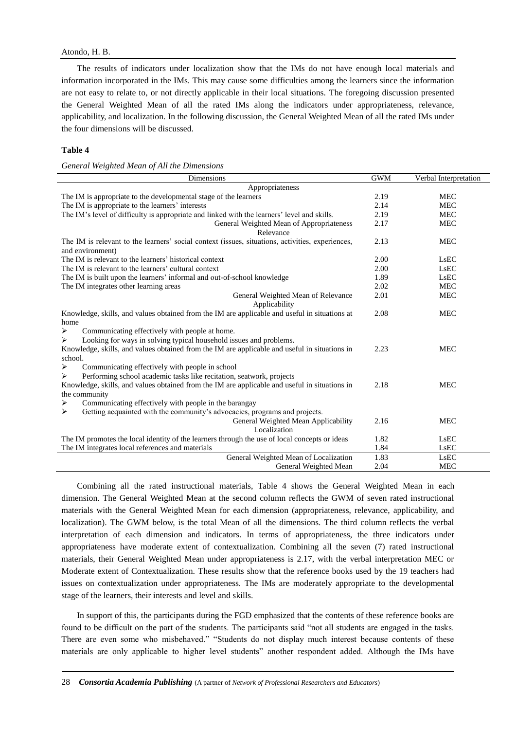The results of indicators under localization show that the IMs do not have enough local materials and information incorporated in the IMs. This may cause some difficulties among the learners since the information are not easy to relate to, or not directly applicable in their local situations. The foregoing discussion presented the General Weighted Mean of all the rated IMs along the indicators under appropriateness, relevance, applicability, and localization. In the following discussion, the General Weighted Mean of all the rated IMs under the four dimensions will be discussed.

**Table 4**

*General Weighted Mean of All the Dimensions*

| Dimensions | GWM | Verbal Interpretation |
|---|---|---|
| Appropriateness | | |
| The IM is appropriate to the developmental stage of the learners | 2.19 | MEC |
| The IM is appropriate to the learners' interests | 2.14 | MEC |
| The IM's level of difficulty is appropriate and linked with the learners' level and skills. | 2.19 | MEC |
| General Weighted Mean of Appropriateness | 2.17 | MEC |
| Relevance | | |
| The IM is relevant to the learners' social context (issues, situations, activities, experiences, and environment) | 2.13 | MEC |
| The IM is relevant to the learners' historical context | 2.00 | LsEC |
| The IM is relevant to the learners' cultural context | 2.00 | LsEC |
| The IM is built upon the learners' informal and out-of-school knowledge | 1.89 | LsEC |
| The IM integrates other learning areas | 2.02 | MEC |
| General Weighted Mean of Relevance | 2.01 | MEC |
| Applicability | | |
| Knowledge, skills, and values obtained from the IM are applicable and useful in situations at home<br>➢ Communicating effectively with people at home.<br>➢ Looking for ways in solving typical household issues and problems. | 2.08 | MEC |
| Knowledge, skills, and values obtained from the IM are applicable and useful in situations in school.<br>➢ Communicating effectively with people in school<br>➢ Performing school academic tasks like recitation, seatwork, projects | 2.23 | MEC |
| Knowledge, skills, and values obtained from the IM are applicable and useful in situations in the community<br>➢ Communicating effectively with people in the barangay<br>➢ Getting acquainted with the community's advocacies, programs and projects. | 2.18 | MEC |
| General Weighted Mean Applicability | 2.16 | MEC |
| Localization | | |
| The IM promotes the local identity of the learners through the use of local concepts or ideas | 1.82 | LsEC |
| The IM integrates local references and materials | 1.84 | LsEC |
| General Weighted Mean of Localization | 1.83 | LsEC |
| General Weighted Mean | 2.04 | MEC |

Combining all the rated instructional materials, Table 4 shows the General Weighted Mean in each dimension. The General Weighted Mean at the second column reflects the GWM of seven rated instructional materials with the General Weighted Mean for each dimension (appropriateness, relevance, applicability, and localization). The GWM below, is the total Mean of all the dimensions. The third column reflects the verbal interpretation of each dimension and indicators. In terms of appropriateness, the three indicators under appropriateness have moderate extent of contextualization. Combining all the seven (7) rated instructional materials, their General Weighted Mean under appropriateness is 2.17, with the verbal interpretation MEC or Moderate extent of Contextualization. These results show that the reference books used by the 19 teachers had issues on contextualization under appropriateness. The IMs are moderately appropriate to the developmental stage of the learners, their interests and level and skills.

In support of this, the participants during the FGD emphasized that the contents of these reference books are found to be difficult on the part of the students. The participants said "not all students are engaged in the tasks. There are even some who misbehaved." "Students do not display much interest because contents of these materials are only applicable to higher level students" another respondent added. Although the IMs have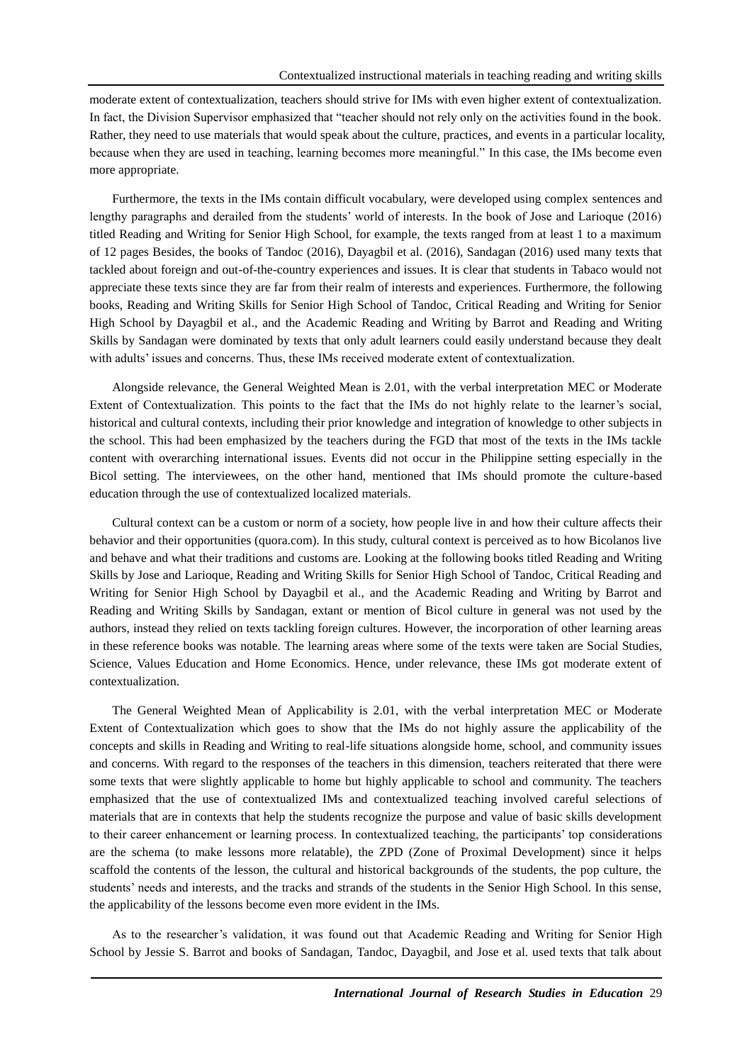moderate extent of contextualization, teachers should strive for IMs with even higher extent of contextualization. In fact, the Division Supervisor emphasized that "teacher should not rely only on the activities found in the book. Rather, they need to use materials that would speak about the culture, practices, and events in a particular locality, because when they are used in teaching, learning becomes more meaningful." In this case, the IMs become even more appropriate.

Furthermore, the texts in the IMs contain difficult vocabulary, were developed using complex sentences and lengthy paragraphs and derailed from the students' world of interests. In the book of Jose and Larioque (2016) titled Reading and Writing for Senior High School, for example, the texts ranged from at least 1 to a maximum of 12 pages Besides, the books of Tandoc (2016), Dayagbil et al. (2016), Sandagan (2016) used many texts that tackled about foreign and out-of-the-country experiences and issues. It is clear that students in Tabaco would not appreciate these texts since they are far from their realm of interests and experiences. Furthermore, the following books, Reading and Writing Skills for Senior High School of Tandoc, Critical Reading and Writing for Senior High School by Dayagbil et al., and the Academic Reading and Writing by Barrot and Reading and Writing Skills by Sandagan were dominated by texts that only adult learners could easily understand because they dealt with adults' issues and concerns. Thus, these IMs received moderate extent of contextualization.

Alongside relevance, the General Weighted Mean is 2.01, with the verbal interpretation MEC or Moderate Extent of Contextualization. This points to the fact that the IMs do not highly relate to the learner's social, historical and cultural contexts, including their prior knowledge and integration of knowledge to other subjects in the school. This had been emphasized by the teachers during the FGD that most of the texts in the IMs tackle content with overarching international issues. Events did not occur in the Philippine setting especially in the Bicol setting. The interviewees, on the other hand, mentioned that IMs should promote the culture-based education through the use of contextualized localized materials.

Cultural context can be a custom or norm of a society, how people live in and how their culture affects their behavior and their opportunities (quora.com). In this study, cultural context is perceived as to how Bicolanos live and behave and what their traditions and customs are. Looking at the following books titled Reading and Writing Skills by Jose and Larioque, Reading and Writing Skills for Senior High School of Tandoc, Critical Reading and Writing for Senior High School by Dayagbil et al., and the Academic Reading and Writing by Barrot and Reading and Writing Skills by Sandagan, extant or mention of Bicol culture in general was not used by the authors, instead they relied on texts tackling foreign cultures. However, the incorporation of other learning areas in these reference books was notable. The learning areas where some of the texts were taken are Social Studies, Science, Values Education and Home Economics. Hence, under relevance, these IMs got moderate extent of contextualization.

The General Weighted Mean of Applicability is 2.01, with the verbal interpretation MEC or Moderate Extent of Contextualization which goes to show that the IMs do not highly assure the applicability of the concepts and skills in Reading and Writing to real-life situations alongside home, school, and community issues and concerns. With regard to the responses of the teachers in this dimension, teachers reiterated that there were some texts that were slightly applicable to home but highly applicable to school and community. The teachers emphasized that the use of contextualized IMs and contextualized teaching involved careful selections of materials that are in contexts that help the students recognize the purpose and value of basic skills development to their career enhancement or learning process. In contextualized teaching, the participants' top considerations are the schema (to make lessons more relatable), the ZPD (Zone of Proximal Development) since it helps scaffold the contents of the lesson, the cultural and historical backgrounds of the students, the pop culture, the students' needs and interests, and the tracks and strands of the students in the Senior High School. In this sense, the applicability of the lessons become even more evident in the IMs.

As to the researcher's validation, it was found out that Academic Reading and Writing for Senior High School by Jessie S. Barrot and books of Sandagan, Tandoc, Dayagbil, and Jose et al. used texts that talk about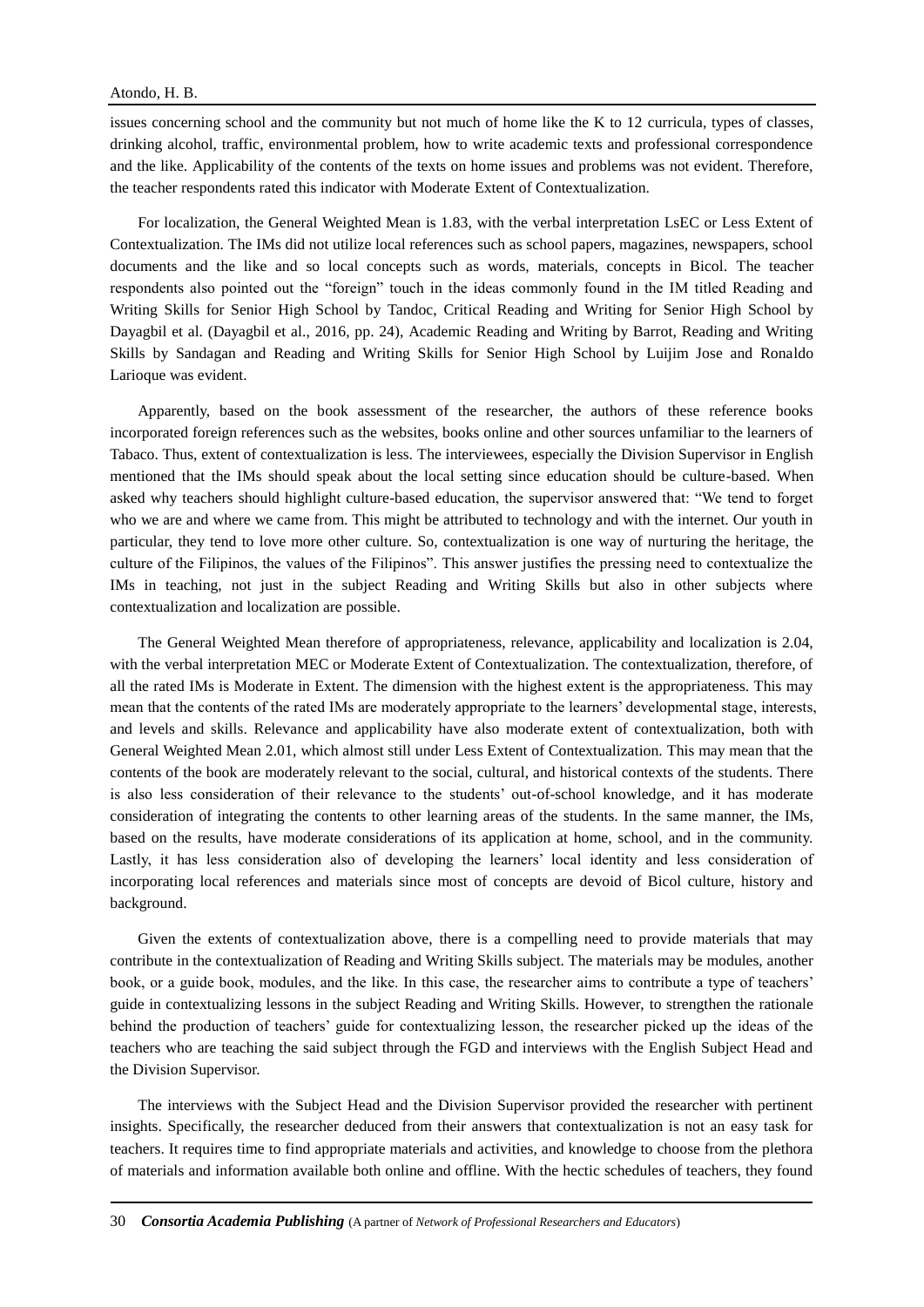issues concerning school and the community but not much of home like the K to 12 curricula, types of classes, drinking alcohol, traffic, environmental problem, how to write academic texts and professional correspondence and the like. Applicability of the contents of the texts on home issues and problems was not evident. Therefore, the teacher respondents rated this indicator with Moderate Extent of Contextualization.

For localization, the General Weighted Mean is 1.83, with the verbal interpretation LsEC or Less Extent of Contextualization. The IMs did not utilize local references such as school papers, magazines, newspapers, school documents and the like and so local concepts such as words, materials, concepts in Bicol. The teacher respondents also pointed out the "foreign" touch in the ideas commonly found in the IM titled Reading and Writing Skills for Senior High School by Tandoc, Critical Reading and Writing for Senior High School by Dayagbil et al. (Dayagbil et al., 2016, pp. 24), Academic Reading and Writing by Barrot, Reading and Writing Skills by Sandagan and Reading and Writing Skills for Senior High School by Luijim Jose and Ronaldo Larioque was evident.

Apparently, based on the book assessment of the researcher, the authors of these reference books incorporated foreign references such as the websites, books online and other sources unfamiliar to the learners of Tabaco. Thus, extent of contextualization is less. The interviewees, especially the Division Supervisor in English mentioned that the IMs should speak about the local setting since education should be culture-based. When asked why teachers should highlight culture-based education, the supervisor answered that: "We tend to forget who we are and where we came from. This might be attributed to technology and with the internet. Our youth in particular, they tend to love more other culture. So, contextualization is one way of nurturing the heritage, the culture of the Filipinos, the values of the Filipinos". This answer justifies the pressing need to contextualize the IMs in teaching, not just in the subject Reading and Writing Skills but also in other subjects where contextualization and localization are possible.

The General Weighted Mean therefore of appropriateness, relevance, applicability and localization is 2.04, with the verbal interpretation MEC or Moderate Extent of Contextualization. The contextualization, therefore, of all the rated IMs is Moderate in Extent. The dimension with the highest extent is the appropriateness. This may mean that the contents of the rated IMs are moderately appropriate to the learners' developmental stage, interests, and levels and skills. Relevance and applicability have also moderate extent of contextualization, both with General Weighted Mean 2.01, which almost still under Less Extent of Contextualization. This may mean that the contents of the book are moderately relevant to the social, cultural, and historical contexts of the students. There is also less consideration of their relevance to the students' out-of-school knowledge, and it has moderate consideration of integrating the contents to other learning areas of the students. In the same manner, the IMs, based on the results, have moderate considerations of its application at home, school, and in the community. Lastly, it has less consideration also of developing the learners' local identity and less consideration of incorporating local references and materials since most of concepts are devoid of Bicol culture, history and background.

Given the extents of contextualization above, there is a compelling need to provide materials that may contribute in the contextualization of Reading and Writing Skills subject. The materials may be modules, another book, or a guide book, modules, and the like. In this case, the researcher aims to contribute a type of teachers' guide in contextualizing lessons in the subject Reading and Writing Skills. However, to strengthen the rationale behind the production of teachers' guide for contextualizing lesson, the researcher picked up the ideas of the teachers who are teaching the said subject through the FGD and interviews with the English Subject Head and the Division Supervisor.

The interviews with the Subject Head and the Division Supervisor provided the researcher with pertinent insights. Specifically, the researcher deduced from their answers that contextualization is not an easy task for teachers. It requires time to find appropriate materials and activities, and knowledge to choose from the plethora of materials and information available both online and offline. With the hectic schedules of teachers, they found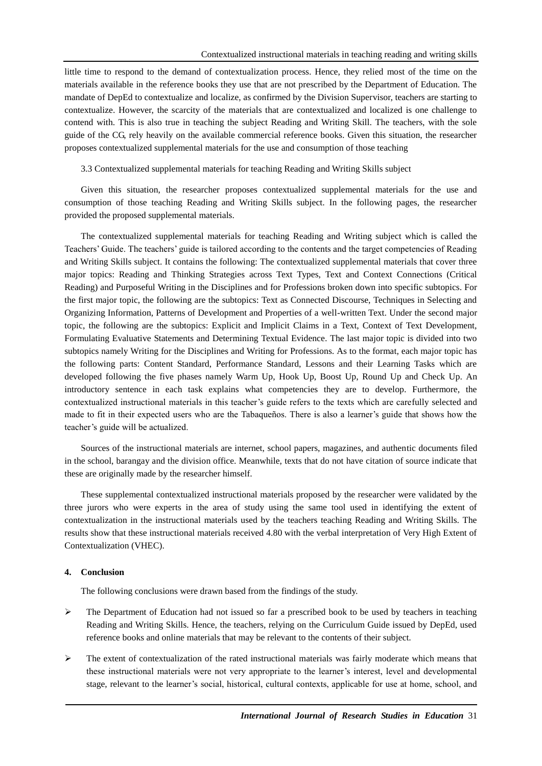little time to respond to the demand of contextualization process. Hence, they relied most of the time on the materials available in the reference books they use that are not prescribed by the Department of Education. The mandate of DepEd to contextualize and localize, as confirmed by the Division Supervisor, teachers are starting to contextualize. However, the scarcity of the materials that are contextualized and localized is one challenge to contend with. This is also true in teaching the subject Reading and Writing Skill. The teachers, with the sole guide of the CG, rely heavily on the available commercial reference books. Given this situation, the researcher proposes contextualized supplemental materials for the use and consumption of those teaching

### 3.3 Contextualized supplemental materials for teaching Reading and Writing Skills subject

Given this situation, the researcher proposes contextualized supplemental materials for the use and consumption of those teaching Reading and Writing Skills subject. In the following pages, the researcher provided the proposed supplemental materials.

The contextualized supplemental materials for teaching Reading and Writing subject which is called the Teachers' Guide. The teachers' guide is tailored according to the contents and the target competencies of Reading and Writing Skills subject. It contains the following: The contextualized supplemental materials that cover three major topics: Reading and Thinking Strategies across Text Types, Text and Context Connections (Critical Reading) and Purposeful Writing in the Disciplines and for Professions broken down into specific subtopics. For the first major topic, the following are the subtopics: Text as Connected Discourse, Techniques in Selecting and Organizing Information, Patterns of Development and Properties of a well-written Text. Under the second major topic, the following are the subtopics: Explicit and Implicit Claims in a Text, Context of Text Development, Formulating Evaluative Statements and Determining Textual Evidence. The last major topic is divided into two subtopics namely Writing for the Disciplines and Writing for Professions. As to the format, each major topic has the following parts: Content Standard, Performance Standard, Lessons and their Learning Tasks which are developed following the five phases namely Warm Up, Hook Up, Boost Up, Round Up and Check Up. An introductory sentence in each task explains what competencies they are to develop. Furthermore, the contextualized instructional materials in this teacher's guide refers to the texts which are carefully selected and made to fit in their expected users who are the Tabaqueños. There is also a learner's guide that shows how the teacher's guide will be actualized.

Sources of the instructional materials are internet, school papers, magazines, and authentic documents filed in the school, barangay and the division office. Meanwhile, texts that do not have citation of source indicate that these are originally made by the researcher himself.

These supplemental contextualized instructional materials proposed by the researcher were validated by the three jurors who were experts in the area of study using the same tool used in identifying the extent of contextualization in the instructional materials used by the teachers teaching Reading and Writing Skills. The results show that these instructional materials received 4.80 with the verbal interpretation of Very High Extent of Contextualization (VHEC).

## 4. Conclusion

The following conclusions were drawn based from the findings of the study.

- The Department of Education had not issued so far a prescribed book to be used by teachers in teaching Reading and Writing Skills. Hence, the teachers, relying on the Curriculum Guide issued by DepEd, used reference books and online materials that may be relevant to the contents of their subject.
- The extent of contextualization of the rated instructional materials was fairly moderate which means that these instructional materials were not very appropriate to the learner's interest, level and developmental stage, relevant to the learner's social, historical, cultural contexts, applicable for use at home, school, and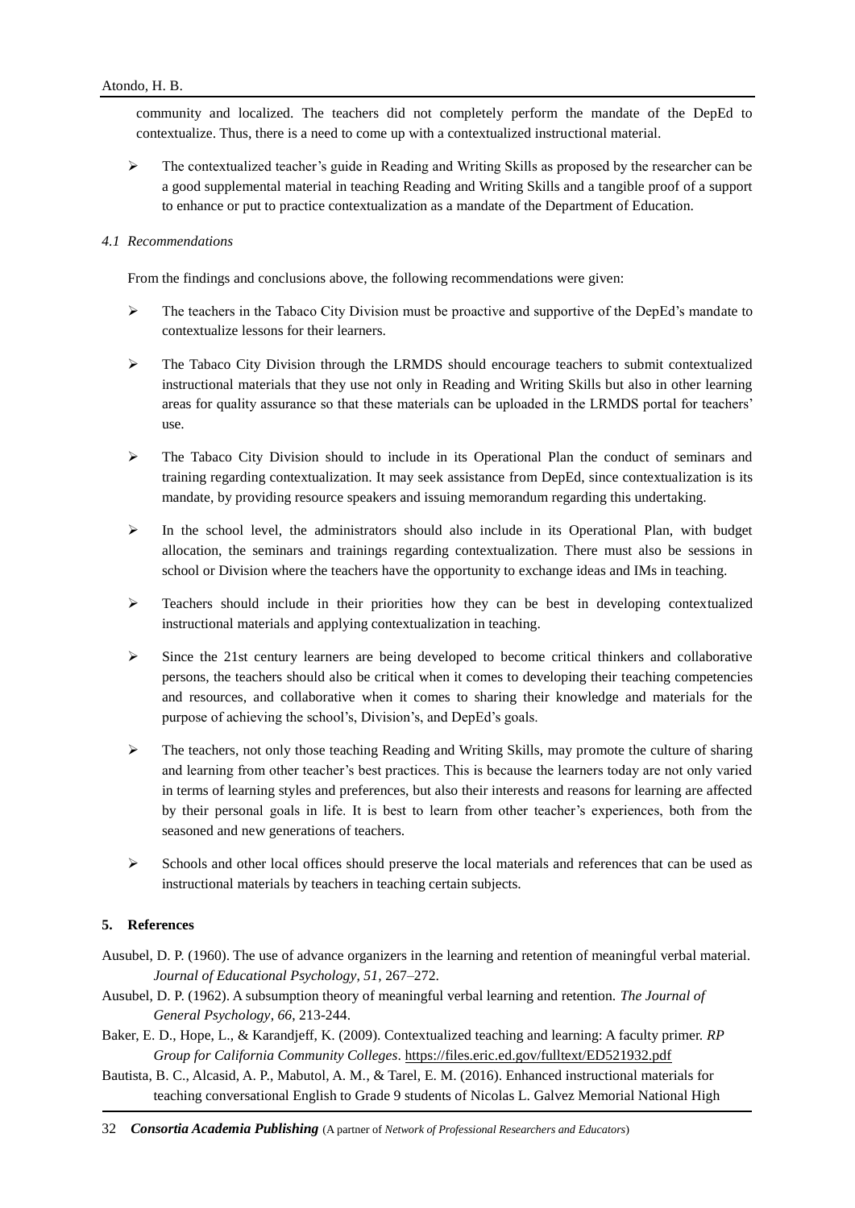community and localized. The teachers did not completely perform the mandate of the DepEd to contextualize. Thus, there is a need to come up with a contextualized instructional material.

- The contextualized teacher's guide in Reading and Writing Skills as proposed by the researcher can be a good supplemental material in teaching Reading and Writing Skills and a tangible proof of a support to enhance or put to practice contextualization as a mandate of the Department of Education.

### *4.1 Recommendations*

From the findings and conclusions above, the following recommendations were given:

- The teachers in the Tabaco City Division must be proactive and supportive of the DepEd's mandate to contextualize lessons for their learners.
- The Tabaco City Division through the LRMDS should encourage teachers to submit contextualized instructional materials that they use not only in Reading and Writing Skills but also in other learning areas for quality assurance so that these materials can be uploaded in the LRMDS portal for teachers' use.
- The Tabaco City Division should to include in its Operational Plan the conduct of seminars and training regarding contextualization. It may seek assistance from DepEd, since contextualization is its mandate, by providing resource speakers and issuing memorandum regarding this undertaking.
- In the school level, the administrators should also include in its Operational Plan, with budget allocation, the seminars and trainings regarding contextualization. There must also be sessions in school or Division where the teachers have the opportunity to exchange ideas and IMs in teaching.
- Teachers should include in their priorities how they can be best in developing contextualized instructional materials and applying contextualization in teaching.
- Since the 21st century learners are being developed to become critical thinkers and collaborative persons, the teachers should also be critical when it comes to developing their teaching competencies and resources, and collaborative when it comes to sharing their knowledge and materials for the purpose of achieving the school's, Division's, and DepEd's goals.
- The teachers, not only those teaching Reading and Writing Skills, may promote the culture of sharing and learning from other teacher's best practices. This is because the learners today are not only varied in terms of learning styles and preferences, but also their interests and reasons for learning are affected by their personal goals in life. It is best to learn from other teacher's experiences, both from the seasoned and new generations of teachers.
- Schools and other local offices should preserve the local materials and references that can be used as instructional materials by teachers in teaching certain subjects.

## 5. References

Ausubel, D. P. (1960). The use of advance organizers in the learning and retention of meaningful verbal material. *Journal of Educational Psychology*, *51*, 267–272.

Ausubel, D. P. (1962). A subsumption theory of meaningful verbal learning and retention. *The Journal of General Psychology*, *66*, 213-244.

Baker, E. D., Hope, L., & Karandjeff, K. (2009). Contextualized teaching and learning: A faculty primer. *RP Group for California Community Colleges*. https://files.eric.ed.gov/fulltext/ED521932.pdf

Bautista, B. C., Alcasid, A. P., Mabutol, A. M., & Tarel, E. M. (2016). Enhanced instructional materials for teaching conversational English to Grade 9 students of Nicolas L. Galvez Memorial National High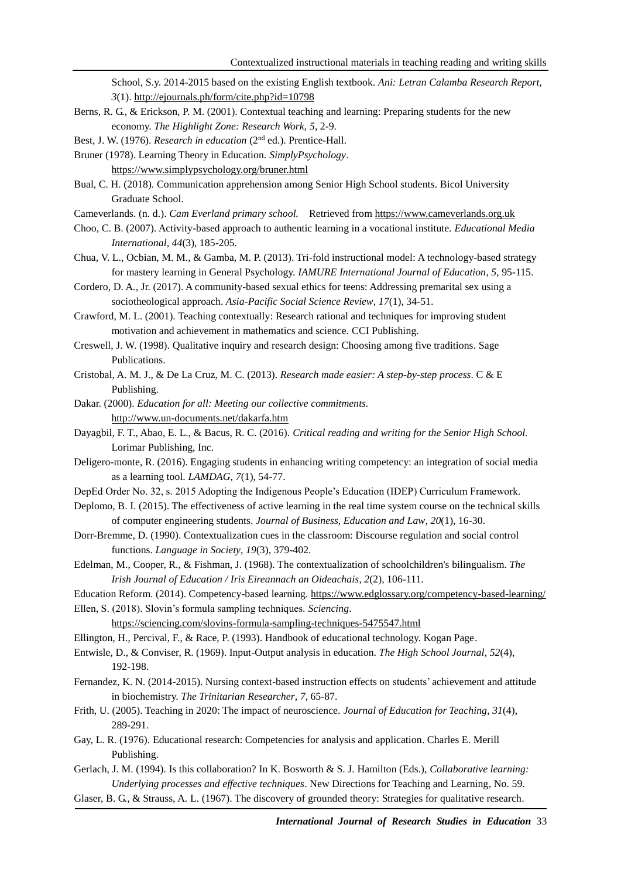School, S.y. 2014-2015 based on the existing English textbook. *Ani: Letran Calamba Research Report, 3*(1). http://ejournals.ph/form/cite.php?id=10798

Berns, R. G., & Erickson, P. M. (2001). Contextual teaching and learning: Preparing students for the new economy. *The Highlight Zone: Research Work, 5*, 2-9.

Best, J. W. (1976). *Research in education* (2nd ed.). Prentice-Hall.

Bruner (1978). Learning Theory in Education. *SimplyPsychology*. https://www.simplypsychology.org/bruner.html

Bual, C. H. (2018). Communication apprehension among Senior High School students. Bicol University Graduate School.

Cameverlands. (n. d.). *Cam Everland primary school.* Retrieved from https://www.cameverlands.org.uk

Choo, C. B. (2007). Activity-based approach to authentic learning in a vocational institute. *Educational Media International, 44*(3), 185-205.

Chua, V. L., Ocbian, M. M., & Gamba, M. P. (2013). Tri-fold instructional model: A technology-based strategy for mastery learning in General Psychology. *IAMURE International Journal of Education, 5*, 95-115.

Cordero, D. A., Jr. (2017). A community-based sexual ethics for teens: Addressing premarital sex using a sociotheological approach. *Asia-Pacific Social Science Review, 17*(1), 34-51.

Crawford, M. L. (2001). Teaching contextually: Research rational and techniques for improving student motivation and achievement in mathematics and science. CCI Publishing.

Creswell, J. W. (1998). Qualitative inquiry and research design: Choosing among five traditions. Sage Publications.

Cristobal, A. M. J., & De La Cruz, M. C. (2013). *Research made easier: A step-by-step process*. C & E Publishing.

Dakar. (2000). *Education for all: Meeting our collective commitments.* http://www.un-documents.net/dakarfa.htm

Dayagbil, F. T., Abao, E. L., & Bacus, R. C. (2016). *Critical reading and writing for the Senior High School.* Lorimar Publishing, Inc.

Deligero-monte, R. (2016). Engaging students in enhancing writing competency: an integration of social media as a learning tool. *LAMDAG, 7*(1), 54-77.

DepEd Order No. 32, s. 2015 Adopting the Indigenous People's Education (IDEP) Curriculum Framework.

Deplomo, B. I. (2015). The effectiveness of active learning in the real time system course on the technical skills of computer engineering students. *Journal of Business, Education and Law, 20*(1), 16-30.

Dorr-Bremme, D. (1990). Contextualization cues in the classroom: Discourse regulation and social control functions. *Language in Society, 19*(3), 379-402.

Edelman, M., Cooper, R., & Fishman, J. (1968). The contextualization of schoolchildren's bilingualism. *The Irish Journal of Education / Iris Eireannach an Oideachais, 2*(2), 106-111.

Education Reform. (2014). Competency-based learning. https://www.edglossary.org/competency-based-learning/

Ellen, S. (2018). Slovin's formula sampling techniques. *Sciencing*. https://sciencing.com/slovins-formula-sampling-techniques-5475547.html

Ellington, H., Percival, F., & Race, P. (1993). Handbook of educational technology. Kogan Page.

Entwisle, D., & Conviser, R. (1969). Input-Output analysis in education. *The High School Journal, 52*(4), 192-198.

Fernandez, K. N. (2014-2015). Nursing context-based instruction effects on students' achievement and attitude in biochemistry. *The Trinitarian Researcher, 7*, 65-87.

Frith, U. (2005). Teaching in 2020: The impact of neuroscience. *Journal of Education for Teaching, 31*(4), 289-291.

Gay, L. R. (1976). Educational research: Competencies for analysis and application. Charles E. Merill Publishing.

Gerlach, J. M. (1994). Is this collaboration? In K. Bosworth & S. J. Hamilton (Eds.), *Collaborative learning: Underlying processes and effective techniques*. New Directions for Teaching and Learning, No. 59.

Glaser, B. G., & Strauss, A. L. (1967). The discovery of grounded theory: Strategies for qualitative research.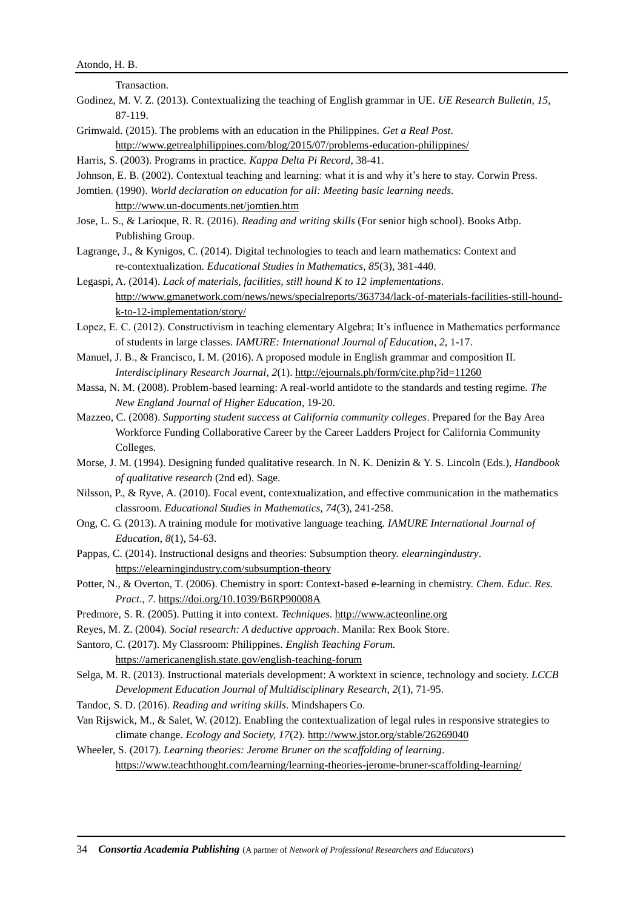Transaction.

Godinez, M. V. Z. (2013). Contextualizing the teaching of English grammar in UE. *UE Research Bulletin, 15*, 87-119.

Grimwald. (2015). The problems with an education in the Philippines. *Get a Real Post*. http://www.getrealphilippines.com/blog/2015/07/problems-education-philippines/

Harris, S. (2003). Programs in practice. *Kappa Delta Pi Record*, 38-41.

Johnson, E. B. (2002). Contextual teaching and learning: what it is and why it's here to stay. Corwin Press.

Jomtien. (1990). *World declaration on education for all: Meeting basic learning needs*. http://www.un-documents.net/jomtien.htm

Jose, L. S., & Larioque, R. R. (2016). *Reading and writing skills* (For senior high school). Books Atbp. Publishing Group.

Lagrange, J., & Kynigos, C. (2014). Digital technologies to teach and learn mathematics: Context and re-contextualization. *Educational Studies in Mathematics*, *85*(3), 381-440.

Legaspi, A. (2014). *Lack of materials, facilities, still hound K to 12 implementations*. http://www.gmanetwork.com/news/news/specialreports/363734/lack-of-materials-facilities-still-hound-k-to-12-implementation/story/

Lopez, E. C. (2012). Constructivism in teaching elementary Algebra; It's influence in Mathematics performance of students in large classes. *IAMURE: International Journal of Education*, *2*, 1-17.

Manuel, J. B., & Francisco, I. M. (2016). A proposed module in English grammar and composition II. *Interdisciplinary Research Journal*, *2*(1). http://ejournals.ph/form/cite.php?id=11260

Massa, N. M. (2008). Problem-based learning: A real-world antidote to the standards and testing regime. *The New England Journal of Higher Education*, 19-20.

Mazzeo, C. (2008). *Supporting student success at California community colleges*. Prepared for the Bay Area Workforce Funding Collaborative Career by the Career Ladders Project for California Community Colleges.

Morse, J. M. (1994). Designing funded qualitative research. In N. K. Denizin & Y. S. Lincoln (Eds.), *Handbook of qualitative research* (2nd ed). Sage.

Nilsson, P., & Ryve, A. (2010). Focal event, contextualization, and effective communication in the mathematics classroom. *Educational Studies in Mathematics, 74*(3), 241-258.

Ong, C. G. (2013). A training module for motivative language teaching. *IAMURE International Journal of Education*, *8*(1), 54-63.

Pappas, C. (2014). Instructional designs and theories: Subsumption theory. *elearningindustry*. https://elearningindustry.com/subsumption-theory

Potter, N., & Overton, T. (2006). Chemistry in sport: Context-based e-learning in chemistry. *Chem. Educ. Res. Pract*., *7*. https://doi.org/10.1039/B6RP90008A

Predmore, S. R. (2005). Putting it into context. *Techniques*. http://www.acteonline.org

Reyes, M. Z. (2004). *Social research: A deductive approach*. Manila: Rex Book Store.

Santoro, C. (2017). My Classroom: Philippines. *English Teaching Forum.* https://americanenglish.state.gov/english-teaching-forum

Selga, M. R. (2013). Instructional materials development: A worktext in science, technology and society. *LCCB Development Education Journal of Multidisciplinary Research, 2*(1), 71-95.

Tandoc, S. D. (2016). *Reading and writing skills*. Mindshapers Co.

Van Rijswick, M., & Salet, W. (2012). Enabling the contextualization of legal rules in responsive strategies to climate change. *Ecology and Society, 17*(2). http://www.jstor.org/stable/26269040

Wheeler, S. (2017). *Learning theories: Jerome Bruner on the scaffolding of learning*. https://www.teachthought.com/learning/learning-theories-jerome-bruner-scaffolding-learning/